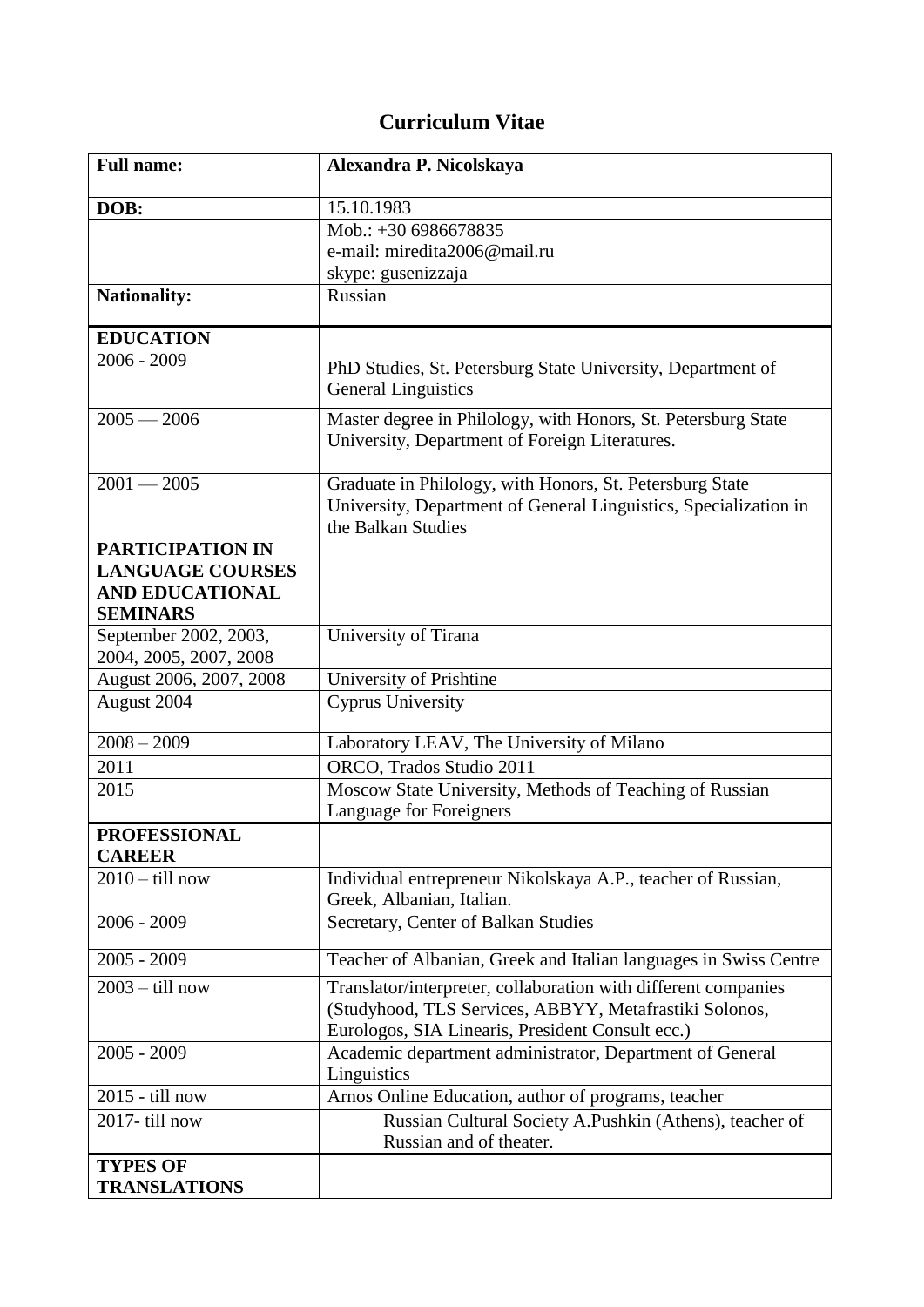# Curriculum Vitae

| **Full name:** | **Alexandra P. Nicolskaya** |
|---|---|
| **DOB:** | 15.10.1983 |
| | Mob.: +30 6986678835<br>e-mail: miredita2006@mail.ru<br>skype: gusenizzaja |
| **Nationality:** | Russian |
| **EDUCATION** | |
| 2006 - 2009 | PhD Studies, St. Petersburg State University, Department of General Linguistics |
| 2005 — 2006 | Master degree in Philology, with Honors, St. Petersburg State University, Department of Foreign Literatures. |
| 2001 — 2005 | Graduate in Philology, with Honors, St. Petersburg State University, Department of General Linguistics, Specialization in the Balkan Studies |
| **PARTICIPATION IN LANGUAGE COURSES AND EDUCATIONAL SEMINARS** | |
| September 2002, 2003, 2004, 2005, 2007, 2008 | University of Tirana |
| August 2006, 2007, 2008 | University of Prishtine |
| August 2004 | Cyprus University |
| 2008 – 2009 | Laboratory LEAV, The University of Milano |
| 2011 | ORCO, Trados Studio 2011 |
| 2015 | Moscow State University, Methods of Teaching of Russian Language for Foreigners |
| **PROFESSIONAL CAREER** | |
| 2010 – till now | Individual entrepreneur Nikolskaya A.P., teacher of Russian, Greek, Albanian, Italian. |
| 2006 - 2009 | Secretary, Center of Balkan Studies |
| 2005 - 2009 | Teacher of Albanian, Greek and Italian languages in Swiss Centre |
| 2003 – till now | Translator/interpreter, collaboration with different companies (Studyhood, TLS Services, ABBYY, Metafrastiki Solonos, Eurologos, SIA Linearis, President Consult ecc.) |
| 2005 - 2009 | Academic department administrator, Department of General Linguistics |
| 2015 - till now | Arnos Online Education, author of programs, teacher |
| 2017- till now | Russian Cultural Society A.Pushkin (Athens), teacher of Russian and of theater. |
| **TYPES OF TRANSLATIONS** | |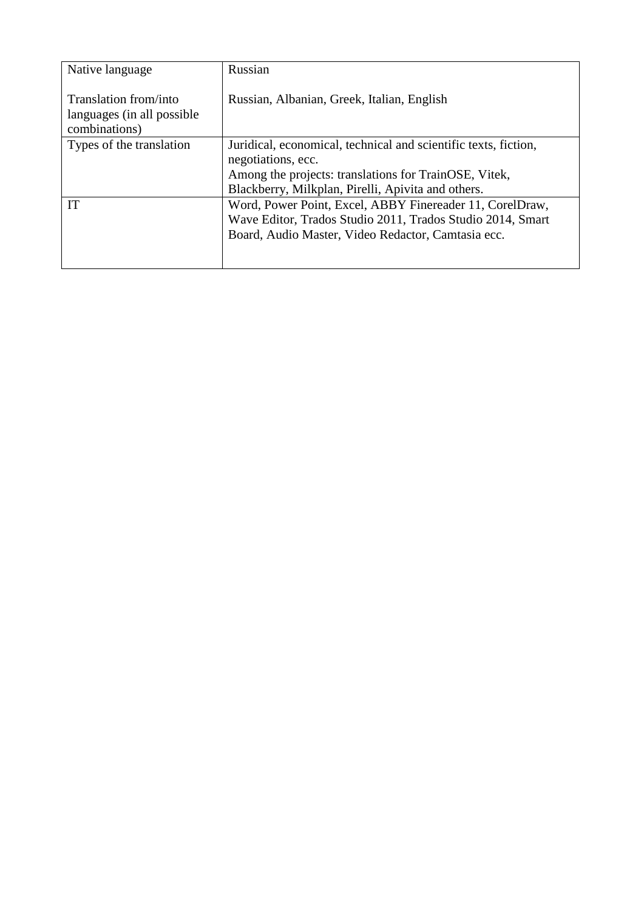| | |
|---|---|
| Native language<br><br>Translation from/into languages (in all possible combinations) | Russian<br><br>Russian, Albanian, Greek, Italian, English |
| Types of the translation | Juridical, economical, technical and scientific texts, fiction, negotiations, ecc.<br>Among the projects: translations for TrainOSE, Vitek, Blackberry, Milkplan, Pirelli, Apivita and others. |
| IT | Word, Power Point, Excel, ABBY Finereader 11, CorelDraw, Wave Editor, Trados Studio 2011, Trados Studio 2014, Smart Board, Audio Master, Video Redactor, Camtasia ecc. |